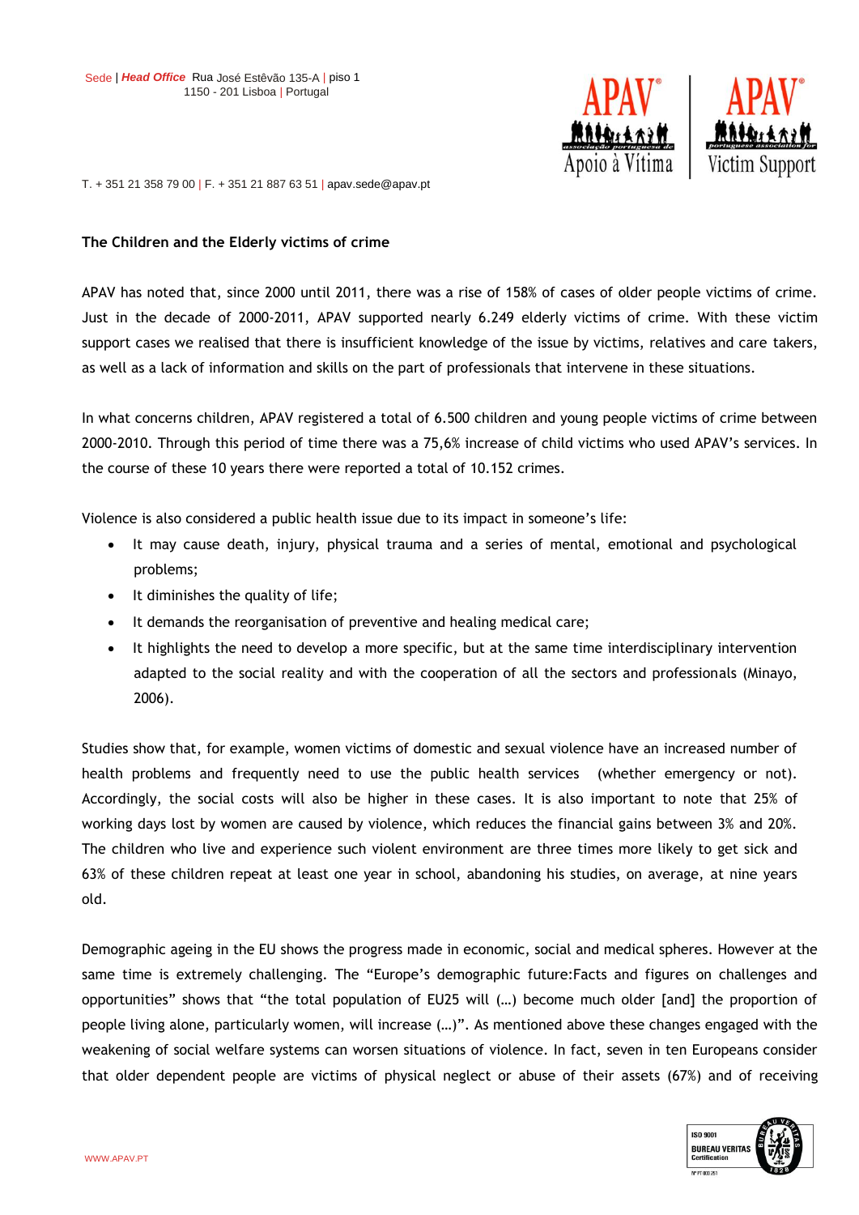Sede | *Head Office* Rua José Estêvão 135-A | piso 1
1150 - 201 Lisboa | Portugal

T. + 351 21 358 79 00 | F. + 351 21 887 63 51 | apav.sede@apav.pt

**The Children and the Elderly victims of crime**

APAV has noted that, since 2000 until 2011, there was a rise of 158% of cases of older people victims of crime. Just in the decade of 2000-2011, APAV supported nearly 6.249 elderly victims of crime. With these victim support cases we realised that there is insufficient knowledge of the issue by victims, relatives and care takers, as well as a lack of information and skills on the part of professionals that intervene in these situations.

In what concerns children, APAV registered a total of 6.500 children and young people victims of crime between 2000-2010. Through this period of time there was a 75,6% increase of child victims who used APAV's services. In the course of these 10 years there were reported a total of 10.152 crimes.

Violence is also considered a public health issue due to its impact in someone's life:

- It may cause death, injury, physical trauma and a series of mental, emotional and psychological problems;
- It diminishes the quality of life;
- It demands the reorganisation of preventive and healing medical care;
- It highlights the need to develop a more specific, but at the same time interdisciplinary intervention adapted to the social reality and with the cooperation of all the sectors and professionals (Minayo, 2006).

Studies show that, for example, women victims of domestic and sexual violence have an increased number of health problems and frequently need to use the public health services (whether emergency or not). Accordingly, the social costs will also be higher in these cases. It is also important to note that 25% of working days lost by women are caused by violence, which reduces the financial gains between 3% and 20%. The children who live and experience such violent environment are three times more likely to get sick and 63% of these children repeat at least one year in school, abandoning his studies, on average, at nine years old.

Demographic ageing in the EU shows the progress made in economic, social and medical spheres. However at the same time is extremely challenging. The "Europe's demographic future:Facts and figures on challenges and opportunities" shows that "the total population of EU25 will (…) become much older [and] the proportion of people living alone, particularly women, will increase (…)". As mentioned above these changes engaged with the weakening of social welfare systems can worsen situations of violence. In fact, seven in ten Europeans consider that older dependent people are victims of physical neglect or abuse of their assets (67%) and of receiving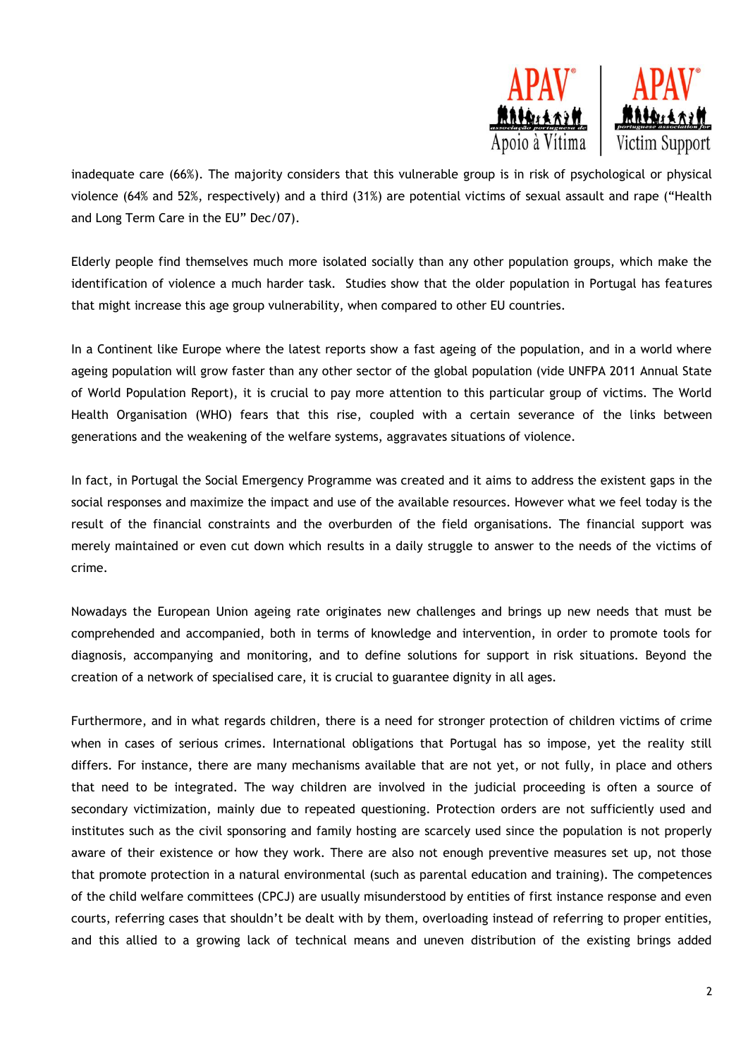inadequate care (66%). The majority considers that this vulnerable group is in risk of psychological or physical violence (64% and 52%, respectively) and a third (31%) are potential victims of sexual assault and rape ("Health and Long Term Care in the EU" Dec/07).

Elderly people find themselves much more isolated socially than any other population groups, which make the identification of violence a much harder task. Studies show that the older population in Portugal has features that might increase this age group vulnerability, when compared to other EU countries.

In a Continent like Europe where the latest reports show a fast ageing of the population, and in a world where ageing population will grow faster than any other sector of the global population (vide UNFPA 2011 Annual State of World Population Report), it is crucial to pay more attention to this particular group of victims. The World Health Organisation (WHO) fears that this rise, coupled with a certain severance of the links between generations and the weakening of the welfare systems, aggravates situations of violence.

In fact, in Portugal the Social Emergency Programme was created and it aims to address the existent gaps in the social responses and maximize the impact and use of the available resources. However what we feel today is the result of the financial constraints and the overburden of the field organisations. The financial support was merely maintained or even cut down which results in a daily struggle to answer to the needs of the victims of crime.

Nowadays the European Union ageing rate originates new challenges and brings up new needs that must be comprehended and accompanied, both in terms of knowledge and intervention, in order to promote tools for diagnosis, accompanying and monitoring, and to define solutions for support in risk situations. Beyond the creation of a network of specialised care, it is crucial to guarantee dignity in all ages.

Furthermore, and in what regards children, there is a need for stronger protection of children victims of crime when in cases of serious crimes. International obligations that Portugal has so impose, yet the reality still differs. For instance, there are many mechanisms available that are not yet, or not fully, in place and others that need to be integrated. The way children are involved in the judicial proceeding is often a source of secondary victimization, mainly due to repeated questioning. Protection orders are not sufficiently used and institutes such as the civil sponsoring and family hosting are scarcely used since the population is not properly aware of their existence or how they work. There are also not enough preventive measures set up, not those that promote protection in a natural environmental (such as parental education and training). The competences of the child welfare committees (CPCJ) are usually misunderstood by entities of first instance response and even courts, referring cases that shouldn't be dealt with by them, overloading instead of referring to proper entities, and this allied to a growing lack of technical means and uneven distribution of the existing brings added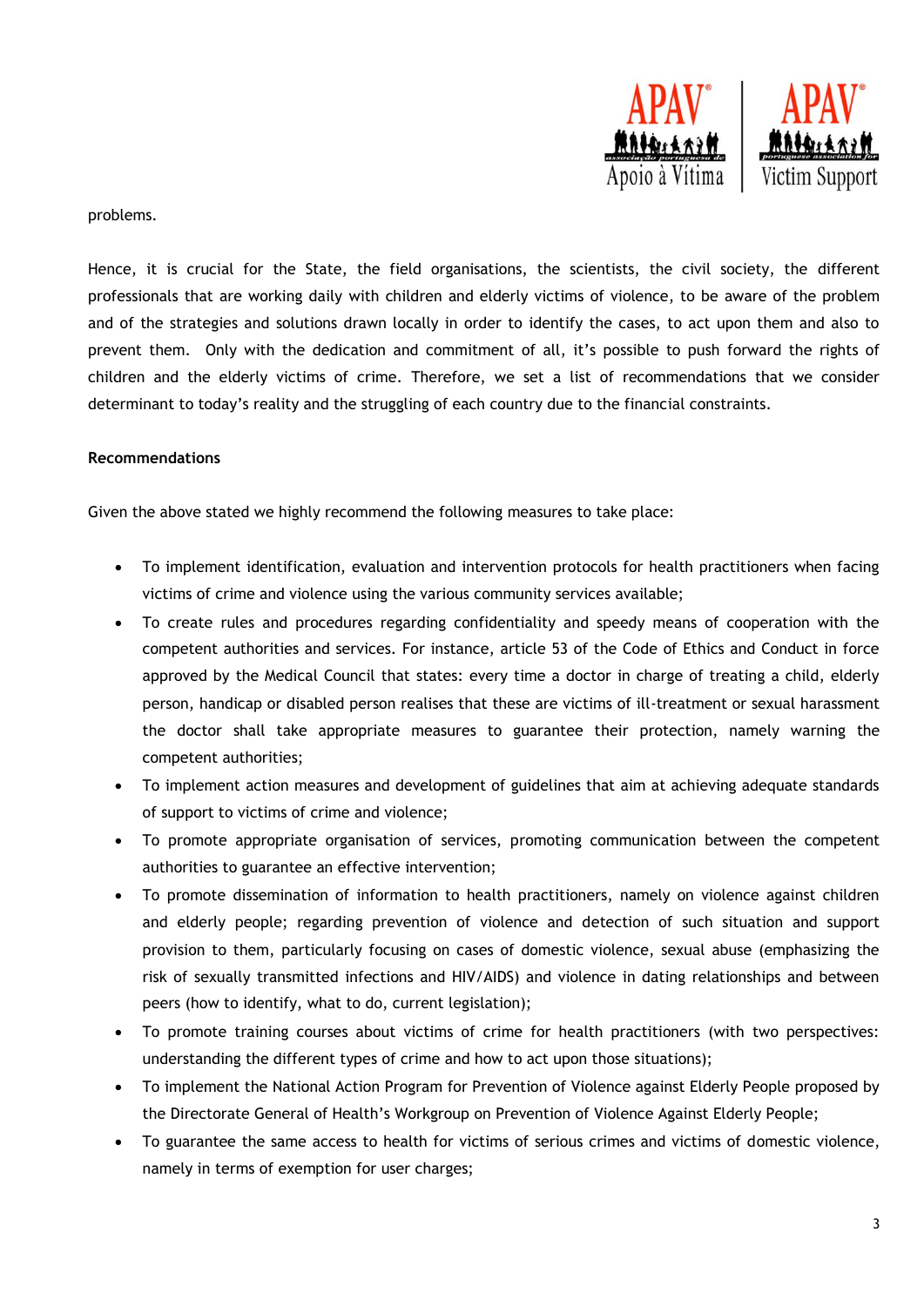problems.

Hence, it is crucial for the State, the field organisations, the scientists, the civil society, the different professionals that are working daily with children and elderly victims of violence, to be aware of the problem and of the strategies and solutions drawn locally in order to identify the cases, to act upon them and also to prevent them. Only with the dedication and commitment of all, it's possible to push forward the rights of children and the elderly victims of crime. Therefore, we set a list of recommendations that we consider determinant to today's reality and the struggling of each country due to the financial constraints.

**Recommendations**

Given the above stated we highly recommend the following measures to take place:

- To implement identification, evaluation and intervention protocols for health practitioners when facing victims of crime and violence using the various community services available;
- To create rules and procedures regarding confidentiality and speedy means of cooperation with the competent authorities and services. For instance, article 53 of the Code of Ethics and Conduct in force approved by the Medical Council that states: every time a doctor in charge of treating a child, elderly person, handicap or disabled person realises that these are victims of ill-treatment or sexual harassment the doctor shall take appropriate measures to guarantee their protection, namely warning the competent authorities;
- To implement action measures and development of guidelines that aim at achieving adequate standards of support to victims of crime and violence;
- To promote appropriate organisation of services, promoting communication between the competent authorities to guarantee an effective intervention;
- To promote dissemination of information to health practitioners, namely on violence against children and elderly people; regarding prevention of violence and detection of such situation and support provision to them, particularly focusing on cases of domestic violence, sexual abuse (emphasizing the risk of sexually transmitted infections and HIV/AIDS) and violence in dating relationships and between peers (how to identify, what to do, current legislation);
- To promote training courses about victims of crime for health practitioners (with two perspectives: understanding the different types of crime and how to act upon those situations);
- To implement the National Action Program for Prevention of Violence against Elderly People proposed by the Directorate General of Health's Workgroup on Prevention of Violence Against Elderly People;
- To guarantee the same access to health for victims of serious crimes and victims of domestic violence, namely in terms of exemption for user charges;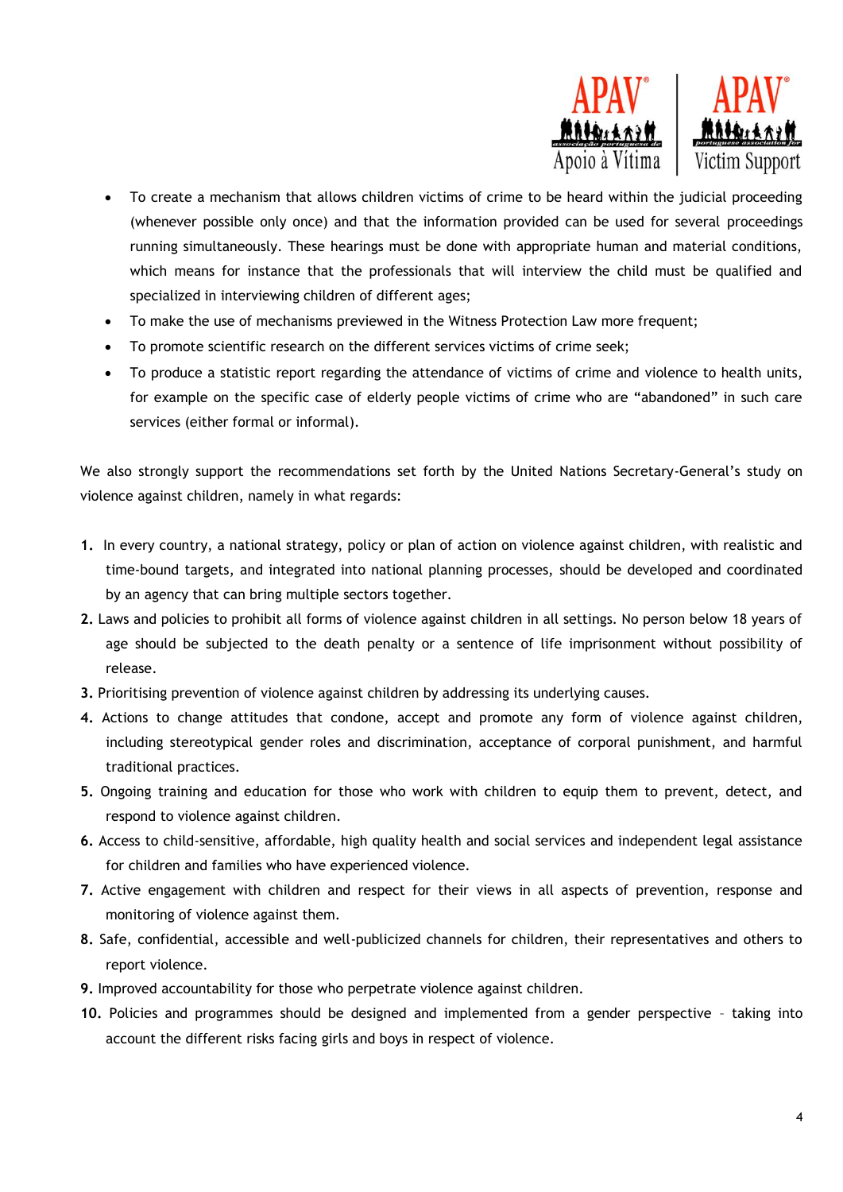- To create a mechanism that allows children victims of crime to be heard within the judicial proceeding (whenever possible only once) and that the information provided can be used for several proceedings running simultaneously. These hearings must be done with appropriate human and material conditions, which means for instance that the professionals that will interview the child must be qualified and specialized in interviewing children of different ages;
- To make the use of mechanisms previewed in the Witness Protection Law more frequent;
- To promote scientific research on the different services victims of crime seek;
- To produce a statistic report regarding the attendance of victims of crime and violence to health units, for example on the specific case of elderly people victims of crime who are "abandoned" in such care services (either formal or informal).

We also strongly support the recommendations set forth by the United Nations Secretary-General's study on violence against children, namely in what regards:

1. In every country, a national strategy, policy or plan of action on violence against children, with realistic and time-bound targets, and integrated into national planning processes, should be developed and coordinated by an agency that can bring multiple sectors together.
2. Laws and policies to prohibit all forms of violence against children in all settings. No person below 18 years of age should be subjected to the death penalty or a sentence of life imprisonment without possibility of release.
3. Prioritising prevention of violence against children by addressing its underlying causes.
4. Actions to change attitudes that condone, accept and promote any form of violence against children, including stereotypical gender roles and discrimination, acceptance of corporal punishment, and harmful traditional practices.
5. Ongoing training and education for those who work with children to equip them to prevent, detect, and respond to violence against children.
6. Access to child-sensitive, affordable, high quality health and social services and independent legal assistance for children and families who have experienced violence.
7. Active engagement with children and respect for their views in all aspects of prevention, response and monitoring of violence against them.
8. Safe, confidential, accessible and well-publicized channels for children, their representatives and others to report violence.
9. Improved accountability for those who perpetrate violence against children.
10. Policies and programmes should be designed and implemented from a gender perspective – taking into account the different risks facing girls and boys in respect of violence.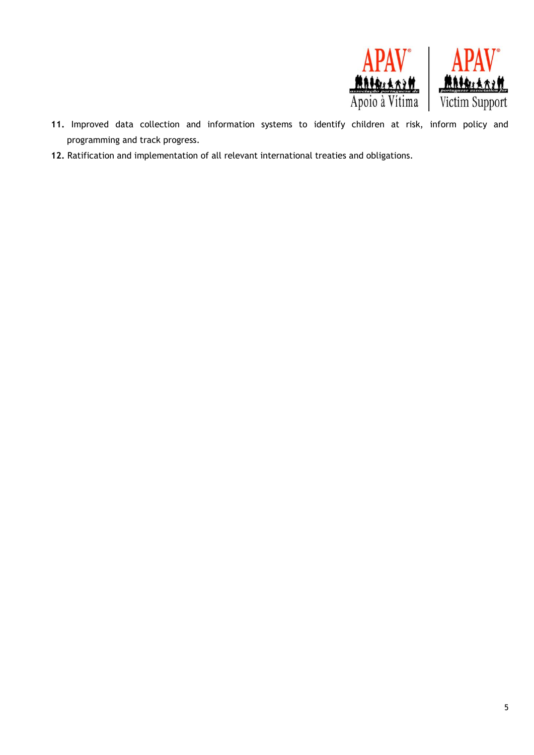11. Improved data collection and information systems to identify children at risk, inform policy and programming and track progress.
12. Ratification and implementation of all relevant international treaties and obligations.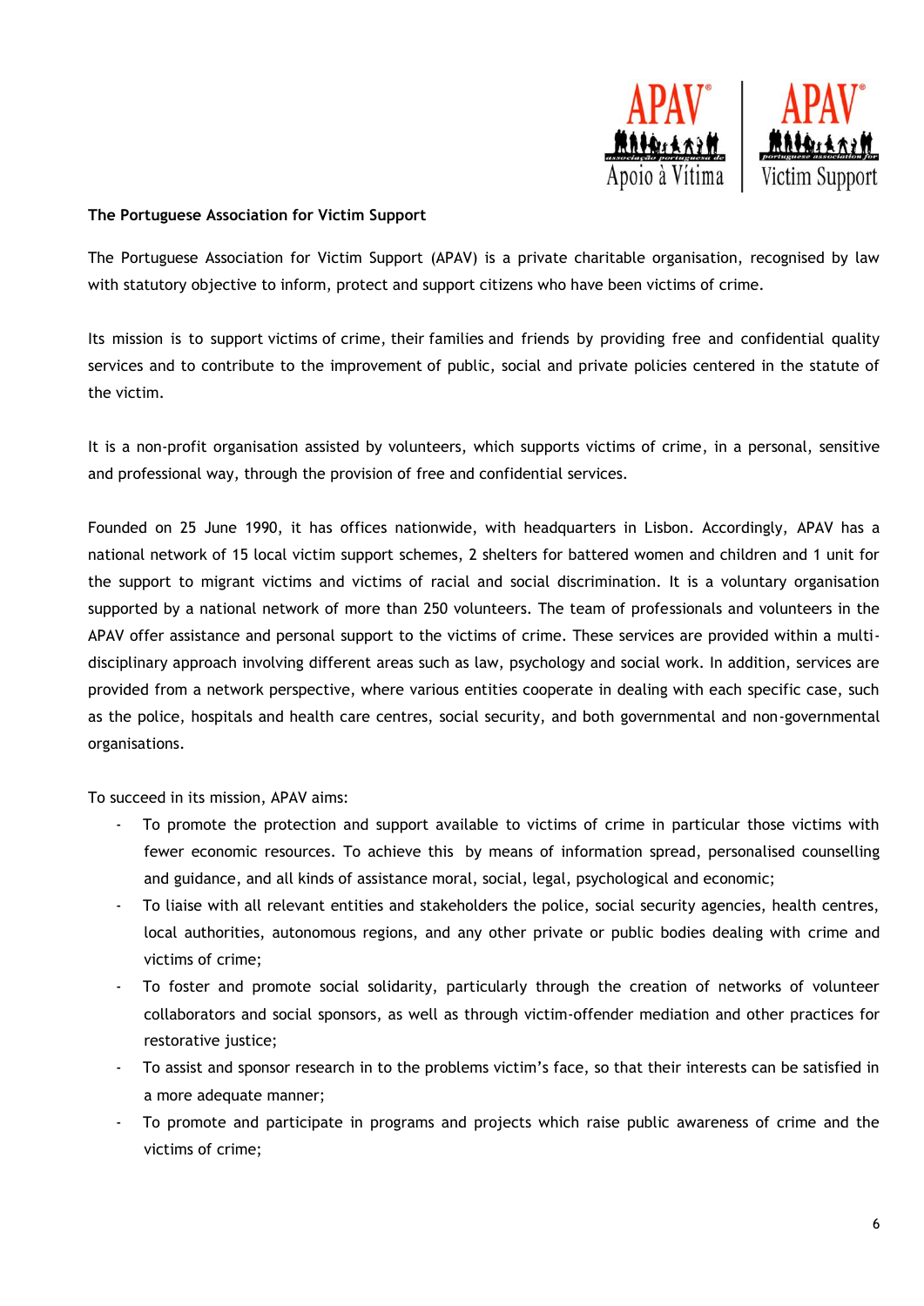**The Portuguese Association for Victim Support**

The Portuguese Association for Victim Support (APAV) is a private charitable organisation, recognised by law with statutory objective to inform, protect and support citizens who have been victims of crime.

Its mission is to support victims of crime, their families and friends by providing free and confidential quality services and to contribute to the improvement of public, social and private policies centered in the statute of the victim.

It is a non-profit organisation assisted by volunteers, which supports victims of crime, in a personal, sensitive and professional way, through the provision of free and confidential services.

Founded on 25 June 1990, it has offices nationwide, with headquarters in Lisbon. Accordingly, APAV has a national network of 15 local victim support schemes, 2 shelters for battered women and children and 1 unit for the support to migrant victims and victims of racial and social discrimination. It is a voluntary organisation supported by a national network of more than 250 volunteers. The team of professionals and volunteers in the APAV offer assistance and personal support to the victims of crime. These services are provided within a multi-disciplinary approach involving different areas such as law, psychology and social work. In addition, services are provided from a network perspective, where various entities cooperate in dealing with each specific case, such as the police, hospitals and health care centres, social security, and both governmental and non-governmental organisations.

To succeed in its mission, APAV aims:

- To promote the protection and support available to victims of crime in particular those victims with fewer economic resources. To achieve this by means of information spread, personalised counselling and guidance, and all kinds of assistance moral, social, legal, psychological and economic;
- To liaise with all relevant entities and stakeholders the police, social security agencies, health centres, local authorities, autonomous regions, and any other private or public bodies dealing with crime and victims of crime;
- To foster and promote social solidarity, particularly through the creation of networks of volunteer collaborators and social sponsors, as well as through victim-offender mediation and other practices for restorative justice;
- To assist and sponsor research in to the problems victim's face, so that their interests can be satisfied in a more adequate manner;
- To promote and participate in programs and projects which raise public awareness of crime and the victims of crime;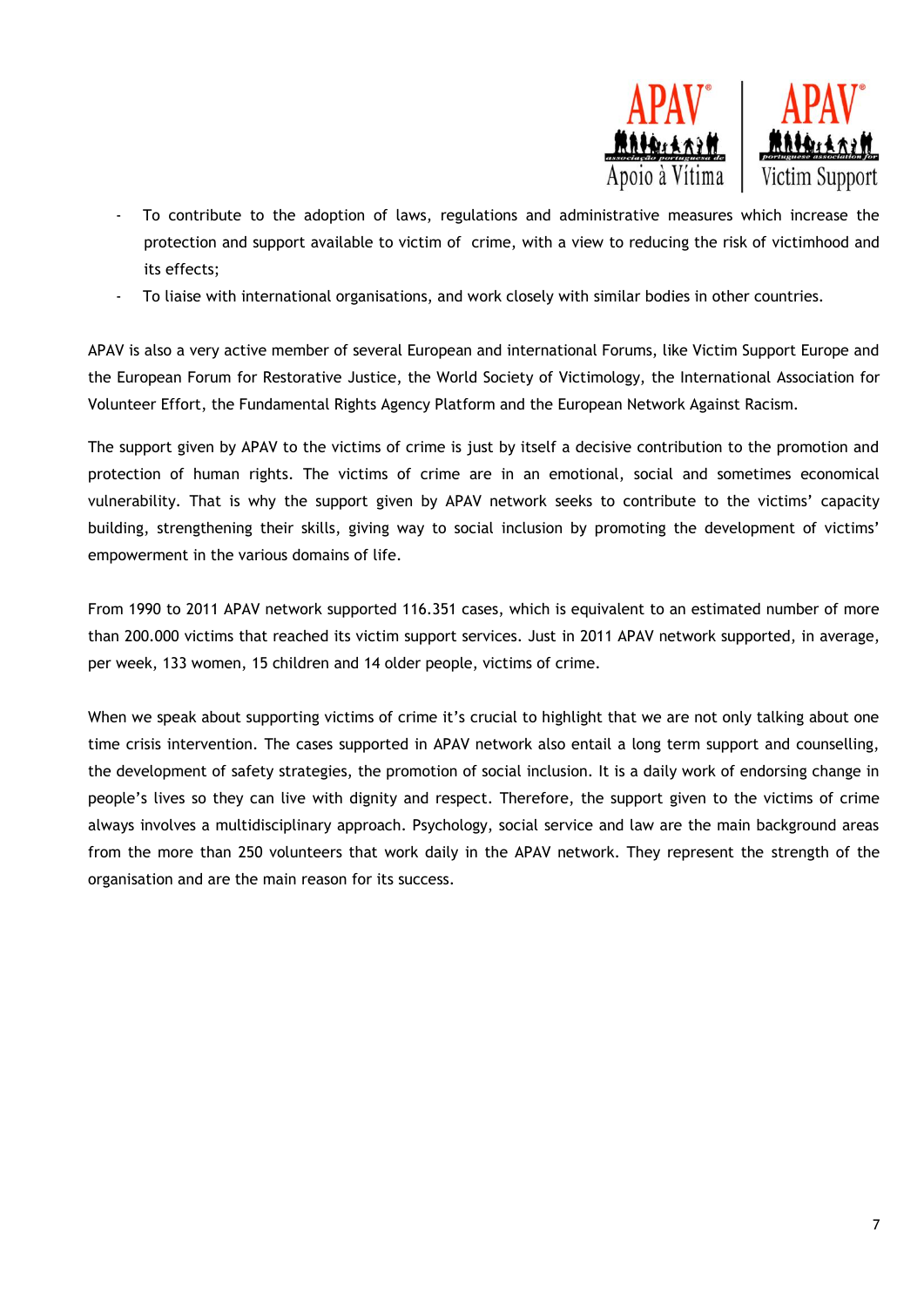- To contribute to the adoption of laws, regulations and administrative measures which increase the protection and support available to victim of crime, with a view to reducing the risk of victimhood and its effects;
- To liaise with international organisations, and work closely with similar bodies in other countries.

APAV is also a very active member of several European and international Forums, like Victim Support Europe and the European Forum for Restorative Justice, the World Society of Victimology, the International Association for Volunteer Effort, the Fundamental Rights Agency Platform and the European Network Against Racism.

The support given by APAV to the victims of crime is just by itself a decisive contribution to the promotion and protection of human rights. The victims of crime are in an emotional, social and sometimes economical vulnerability. That is why the support given by APAV network seeks to contribute to the victims' capacity building, strengthening their skills, giving way to social inclusion by promoting the development of victims' empowerment in the various domains of life.

From 1990 to 2011 APAV network supported 116.351 cases, which is equivalent to an estimated number of more than 200.000 victims that reached its victim support services. Just in 2011 APAV network supported, in average, per week, 133 women, 15 children and 14 older people, victims of crime.

When we speak about supporting victims of crime it's crucial to highlight that we are not only talking about one time crisis intervention. The cases supported in APAV network also entail a long term support and counselling, the development of safety strategies, the promotion of social inclusion. It is a daily work of endorsing change in people's lives so they can live with dignity and respect. Therefore, the support given to the victims of crime always involves a multidisciplinary approach. Psychology, social service and law are the main background areas from the more than 250 volunteers that work daily in the APAV network. They represent the strength of the organisation and are the main reason for its success.